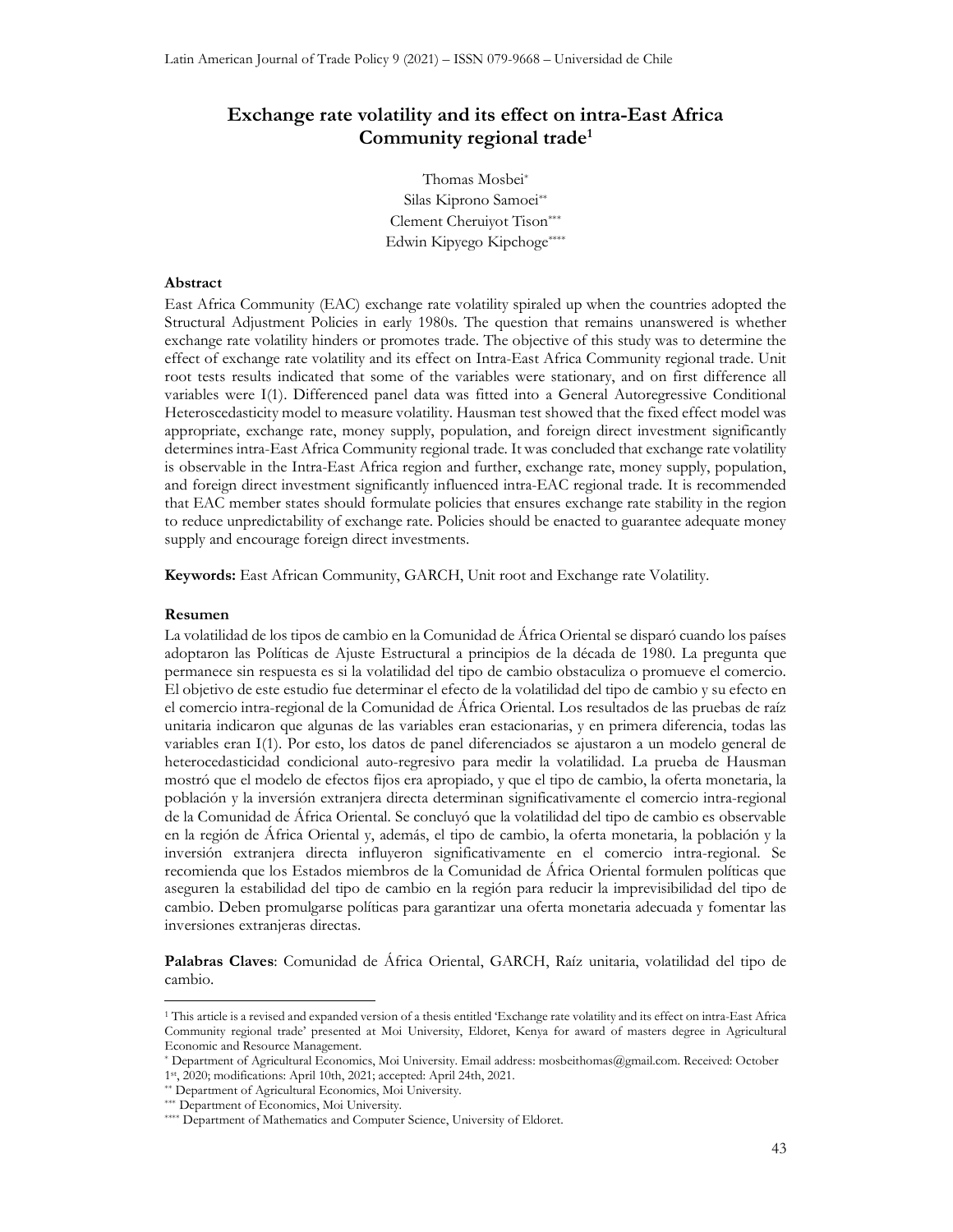# Exchange rate volatility and its effect on intra-East Africa Community regional trade[1]

Thomas Mosbei[*]
Silas Kiprono Samoei[**]
Clement Cheruiyot Tison[***]
Edwin Kipyego Kipchoge[****]

### Abstract

East Africa Community (EAC) exchange rate volatility spiraled up when the countries adopted the Structural Adjustment Policies in early 1980s. The question that remains unanswered is whether exchange rate volatility hinders or promotes trade. The objective of this study was to determine the effect of exchange rate volatility and its effect on Intra-East Africa Community regional trade. Unit root tests results indicated that some of the variables were stationary, and on first difference all variables were I(1). Differenced panel data was fitted into a General Autoregressive Conditional Heteroscedasticity model to measure volatility. Hausman test showed that the fixed effect model was appropriate, exchange rate, money supply, population, and foreign direct investment significantly determines intra-East Africa Community regional trade. It was concluded that exchange rate volatility is observable in the Intra-East Africa region and further, exchange rate, money supply, population, and foreign direct investment significantly influenced intra-EAC regional trade. It is recommended that EAC member states should formulate policies that ensures exchange rate stability in the region to reduce unpredictability of exchange rate. Policies should be enacted to guarantee adequate money supply and encourage foreign direct investments.

**Keywords:** East African Community, GARCH, Unit root and Exchange rate Volatility.

### Resumen

La volatilidad de los tipos de cambio en la Comunidad de África Oriental se disparó cuando los países adoptaron las Políticas de Ajuste Estructural a principios de la década de 1980. La pregunta que permanece sin respuesta es si la volatilidad del tipo de cambio obstaculiza o promueve el comercio. El objetivo de este estudio fue determinar el efecto de la volatilidad del tipo de cambio y su efecto en el comercio intra-regional de la Comunidad de África Oriental. Los resultados de las pruebas de raíz unitaria indicaron que algunas de las variables eran estacionarias, y en primera diferencia, todas las variables eran I(1). Por esto, los datos de panel diferenciados se ajustaron a un modelo general de heterocedasticidad condicional auto-regresivo para medir la volatilidad. La prueba de Hausman mostró que el modelo de efectos fijos era apropiado, y que el tipo de cambio, la oferta monetaria, la población y la inversión extranjera directa determinan significativamente el comercio intra-regional de la Comunidad de África Oriental. Se concluyó que la volatilidad del tipo de cambio es observable en la región de África Oriental y, además, el tipo de cambio, la oferta monetaria, la población y la inversión extranjera directa influyeron significativamente en el comercio intra-regional. Se recomienda que los Estados miembros de la Comunidad de África Oriental formulen políticas que aseguren la estabilidad del tipo de cambio en la región para reducir la imprevisibilidad del tipo de cambio. Deben promulgarse políticas para garantizar una oferta monetaria adecuada y fomentar las inversiones extranjeras directas.

**Palabras Claves**: Comunidad de África Oriental, GARCH, Raíz unitaria, volatilidad del tipo de cambio.

---

[1] This article is a revised and expanded version of a thesis entitled 'Exchange rate volatility and its effect on intra-East Africa Community regional trade' presented at Moi University, Eldoret, Kenya for award of masters degree in Agricultural Economic and Resource Management.

[*] Department of Agricultural Economics, Moi University. Email address: mosbeithomas@gmail.com. Received: October 1st, 2020; modifications: April 10th, 2021; accepted: April 24th, 2021.

[**] Department of Agricultural Economics, Moi University.

[***] Department of Economics, Moi University.

[****] Department of Mathematics and Computer Science, University of Eldoret.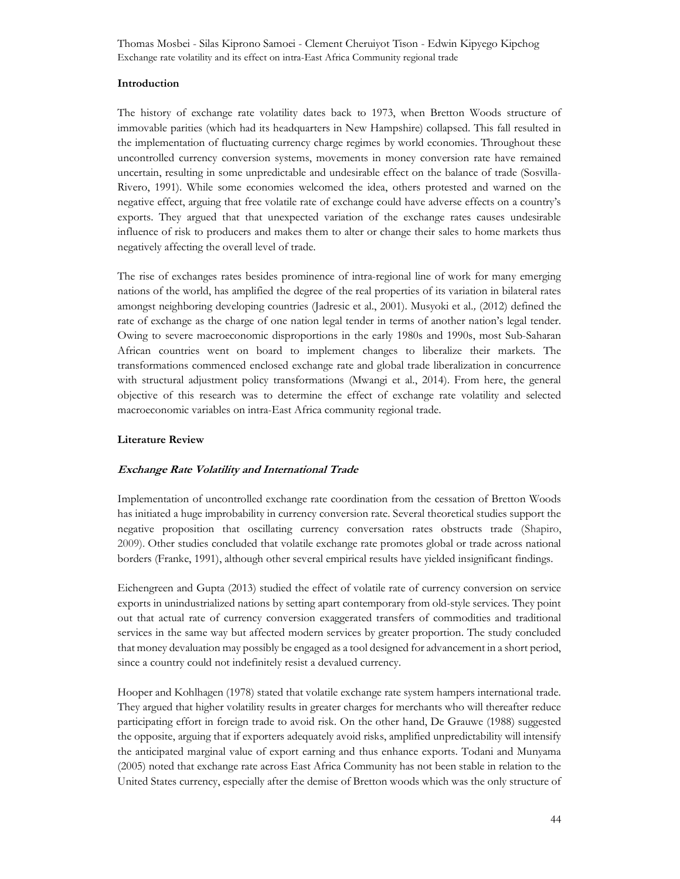## Introduction

The history of exchange rate volatility dates back to 1973, when Bretton Woods structure of immovable parities (which had its headquarters in New Hampshire) collapsed. This fall resulted in the implementation of fluctuating currency charge regimes by world economies. Throughout these uncontrolled currency conversion systems, movements in money conversion rate have remained uncertain, resulting in some unpredictable and undesirable effect on the balance of trade (Sosvilla-Rivero, 1991). While some economies welcomed the idea, others protested and warned on the negative effect, arguing that free volatile rate of exchange could have adverse effects on a country's exports. They argued that that unexpected variation of the exchange rates causes undesirable influence of risk to producers and makes them to alter or change their sales to home markets thus negatively affecting the overall level of trade.

The rise of exchanges rates besides prominence of intra-regional line of work for many emerging nations of the world, has amplified the degree of the real properties of its variation in bilateral rates amongst neighboring developing countries (Jadresic et al., 2001). Musyoki et al*.,* (2012) defined the rate of exchange as the charge of one nation legal tender in terms of another nation's legal tender. Owing to severe macroeconomic disproportions in the early 1980s and 1990s, most Sub-Saharan African countries went on board to implement changes to liberalize their markets. The transformations commenced enclosed exchange rate and global trade liberalization in concurrence with structural adjustment policy transformations (Mwangi et al., 2014). From here, the general objective of this research was to determine the effect of exchange rate volatility and selected macroeconomic variables on intra-East Africa community regional trade.

## Literature Review

### *Exchange Rate Volatility and International Trade*

Implementation of uncontrolled exchange rate coordination from the cessation of Bretton Woods has initiated a huge improbability in currency conversion rate. Several theoretical studies support the negative proposition that oscillating currency conversation rates obstructs trade (Shapiro, 2009). Other studies concluded that volatile exchange rate promotes global or trade across national borders (Franke, 1991), although other several empirical results have yielded insignificant findings.

Eichengreen and Gupta (2013) studied the effect of volatile rate of currency conversion on service exports in unindustrialized nations by setting apart contemporary from old-style services. They point out that actual rate of currency conversion exaggerated transfers of commodities and traditional services in the same way but affected modern services by greater proportion. The study concluded that money devaluation may possibly be engaged as a tool designed for advancement in a short period, since a country could not indefinitely resist a devalued currency.

Hooper and Kohlhagen (1978) stated that volatile exchange rate system hampers international trade. They argued that higher volatility results in greater charges for merchants who will thereafter reduce participating effort in foreign trade to avoid risk. On the other hand, De Grauwe (1988) suggested the opposite, arguing that if exporters adequately avoid risks, amplified unpredictability will intensify the anticipated marginal value of export earning and thus enhance exports. Todani and Munyama (2005) noted that exchange rate across East Africa Community has not been stable in relation to the United States currency, especially after the demise of Bretton woods which was the only structure of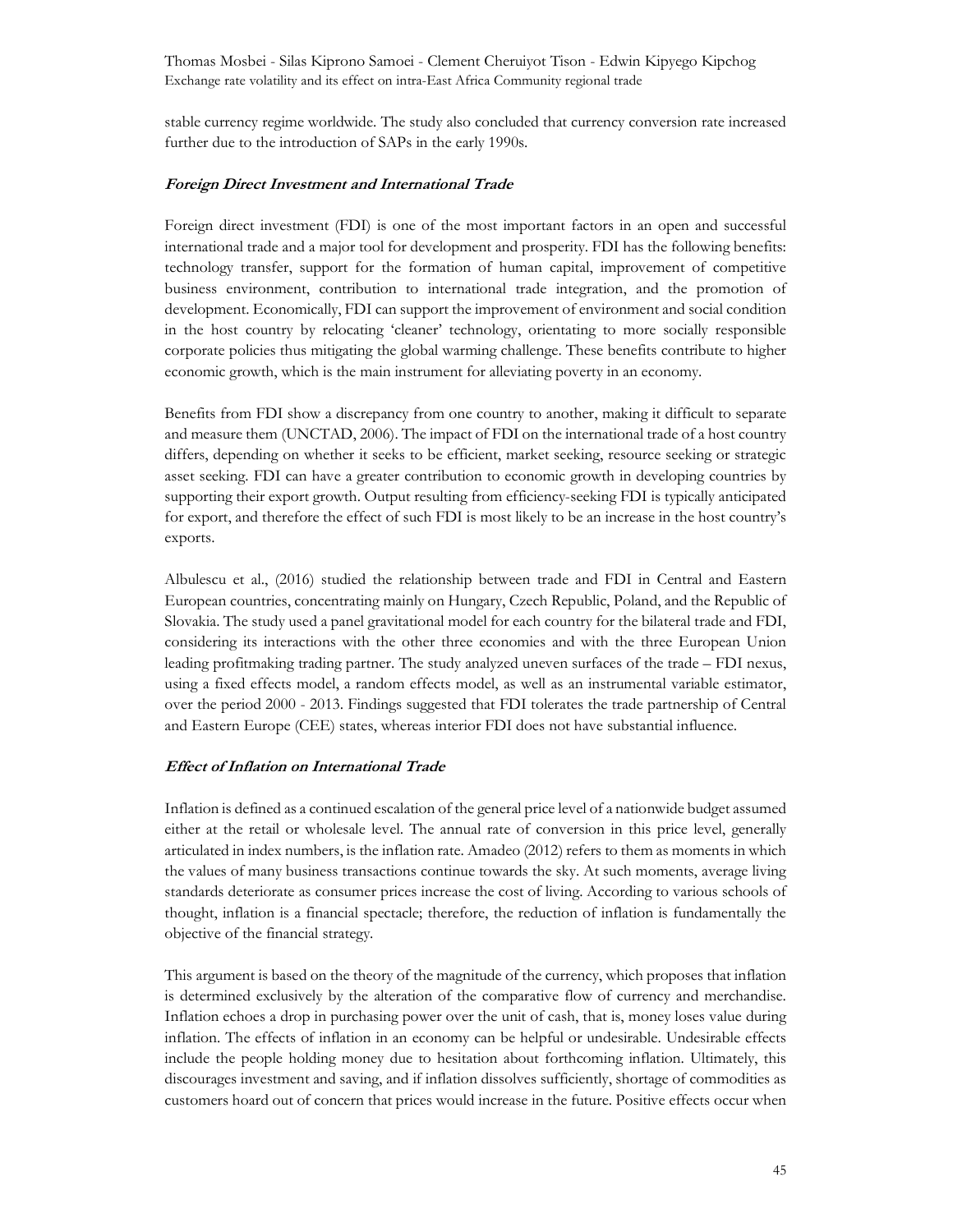stable currency regime worldwide. The study also concluded that currency conversion rate increased further due to the introduction of SAPs in the early 1990s.

### ***Foreign Direct Investment and International Trade***

Foreign direct investment (FDI) is one of the most important factors in an open and successful international trade and a major tool for development and prosperity. FDI has the following benefits: technology transfer, support for the formation of human capital, improvement of competitive business environment, contribution to international trade integration, and the promotion of development. Economically, FDI can support the improvement of environment and social condition in the host country by relocating 'cleaner' technology, orientating to more socially responsible corporate policies thus mitigating the global warming challenge. These benefits contribute to higher economic growth, which is the main instrument for alleviating poverty in an economy.

Benefits from FDI show a discrepancy from one country to another, making it difficult to separate and measure them (UNCTAD, 2006). The impact of FDI on the international trade of a host country differs, depending on whether it seeks to be efficient, market seeking, resource seeking or strategic asset seeking. FDI can have a greater contribution to economic growth in developing countries by supporting their export growth. Output resulting from efficiency-seeking FDI is typically anticipated for export, and therefore the effect of such FDI is most likely to be an increase in the host country's exports.

Albulescu et al., (2016) studied the relationship between trade and FDI in Central and Eastern European countries, concentrating mainly on Hungary, Czech Republic, Poland, and the Republic of Slovakia. The study used a panel gravitational model for each country for the bilateral trade and FDI, considering its interactions with the other three economies and with the three European Union leading profitmaking trading partner. The study analyzed uneven surfaces of the trade – FDI nexus, using a fixed effects model, a random effects model, as well as an instrumental variable estimator, over the period 2000 - 2013. Findings suggested that FDI tolerates the trade partnership of Central and Eastern Europe (CEE) states, whereas interior FDI does not have substantial influence.

### ***Effect of Inflation on International Trade***

Inflation is defined as a continued escalation of the general price level of a nationwide budget assumed either at the retail or wholesale level. The annual rate of conversion in this price level, generally articulated in index numbers, is the inflation rate. Amadeo (2012) refers to them as moments in which the values of many business transactions continue towards the sky. At such moments, average living standards deteriorate as consumer prices increase the cost of living. According to various schools of thought, inflation is a financial spectacle; therefore, the reduction of inflation is fundamentally the objective of the financial strategy.

This argument is based on the theory of the magnitude of the currency, which proposes that inflation is determined exclusively by the alteration of the comparative flow of currency and merchandise. Inflation echoes a drop in purchasing power over the unit of cash, that is, money loses value during inflation. The effects of inflation in an economy can be helpful or undesirable. Undesirable effects include the people holding money due to hesitation about forthcoming inflation. Ultimately, this discourages investment and saving, and if inflation dissolves sufficiently, shortage of commodities as customers hoard out of concern that prices would increase in the future. Positive effects occur when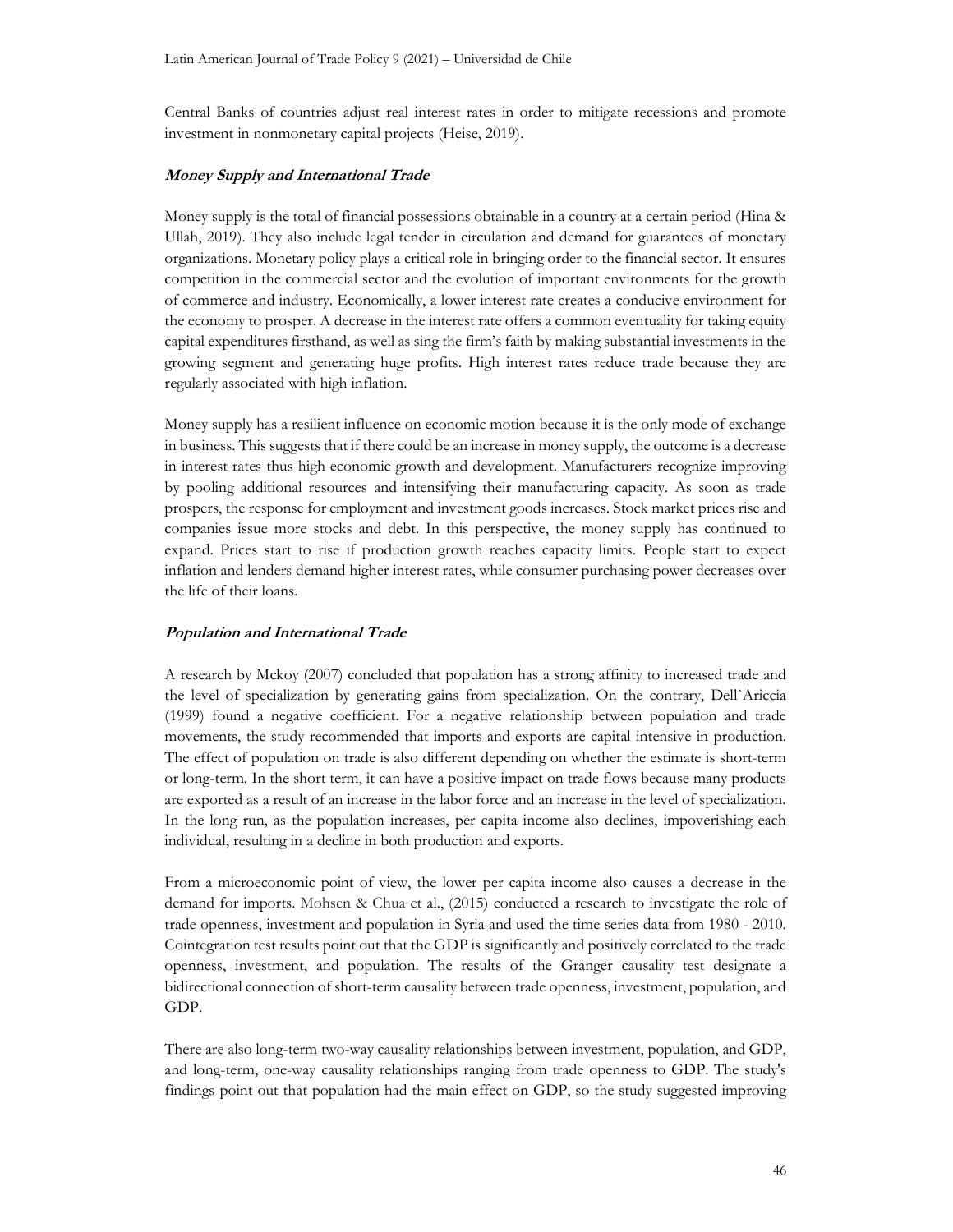Central Banks of countries adjust real interest rates in order to mitigate recessions and promote investment in nonmonetary capital projects (Heise, 2019).

### ***Money Supply and International Trade***

Money supply is the total of financial possessions obtainable in a country at a certain period (Hina & Ullah, 2019). They also include legal tender in circulation and demand for guarantees of monetary organizations. Monetary policy plays a critical role in bringing order to the financial sector. It ensures competition in the commercial sector and the evolution of important environments for the growth of commerce and industry. Economically, a lower interest rate creates a conducive environment for the economy to prosper. A decrease in the interest rate offers a common eventuality for taking equity capital expenditures firsthand, as well as sing the firm's faith by making substantial investments in the growing segment and generating huge profits. High interest rates reduce trade because they are regularly associated with high inflation.

Money supply has a resilient influence on economic motion because it is the only mode of exchange in business. This suggests that if there could be an increase in money supply, the outcome is a decrease in interest rates thus high economic growth and development. Manufacturers recognize improving by pooling additional resources and intensifying their manufacturing capacity. As soon as trade prospers, the response for employment and investment goods increases. Stock market prices rise and companies issue more stocks and debt. In this perspective, the money supply has continued to expand. Prices start to rise if production growth reaches capacity limits. People start to expect inflation and lenders demand higher interest rates, while consumer purchasing power decreases over the life of their loans.

### ***Population and International Trade***

A research by Mckoy (2007) concluded that population has a strong affinity to increased trade and the level of specialization by generating gains from specialization. On the contrary, Dell`Ariccia (1999) found a negative coefficient. For a negative relationship between population and trade movements, the study recommended that imports and exports are capital intensive in production. The effect of population on trade is also different depending on whether the estimate is short-term or long-term. In the short term, it can have a positive impact on trade flows because many products are exported as a result of an increase in the labor force and an increase in the level of specialization. In the long run, as the population increases, per capita income also declines, impoverishing each individual, resulting in a decline in both production and exports.

From a microeconomic point of view, the lower per capita income also causes a decrease in the demand for imports. Mohsen & Chua et al., (2015) conducted a research to investigate the role of trade openness, investment and population in Syria and used the time series data from 1980 - 2010. Cointegration test results point out that the GDP is significantly and positively correlated to the trade openness, investment, and population. The results of the Granger causality test designate a bidirectional connection of short-term causality between trade openness, investment, population, and GDP.

There are also long-term two-way causality relationships between investment, population, and GDP, and long-term, one-way causality relationships ranging from trade openness to GDP. The study's findings point out that population had the main effect on GDP, so the study suggested improving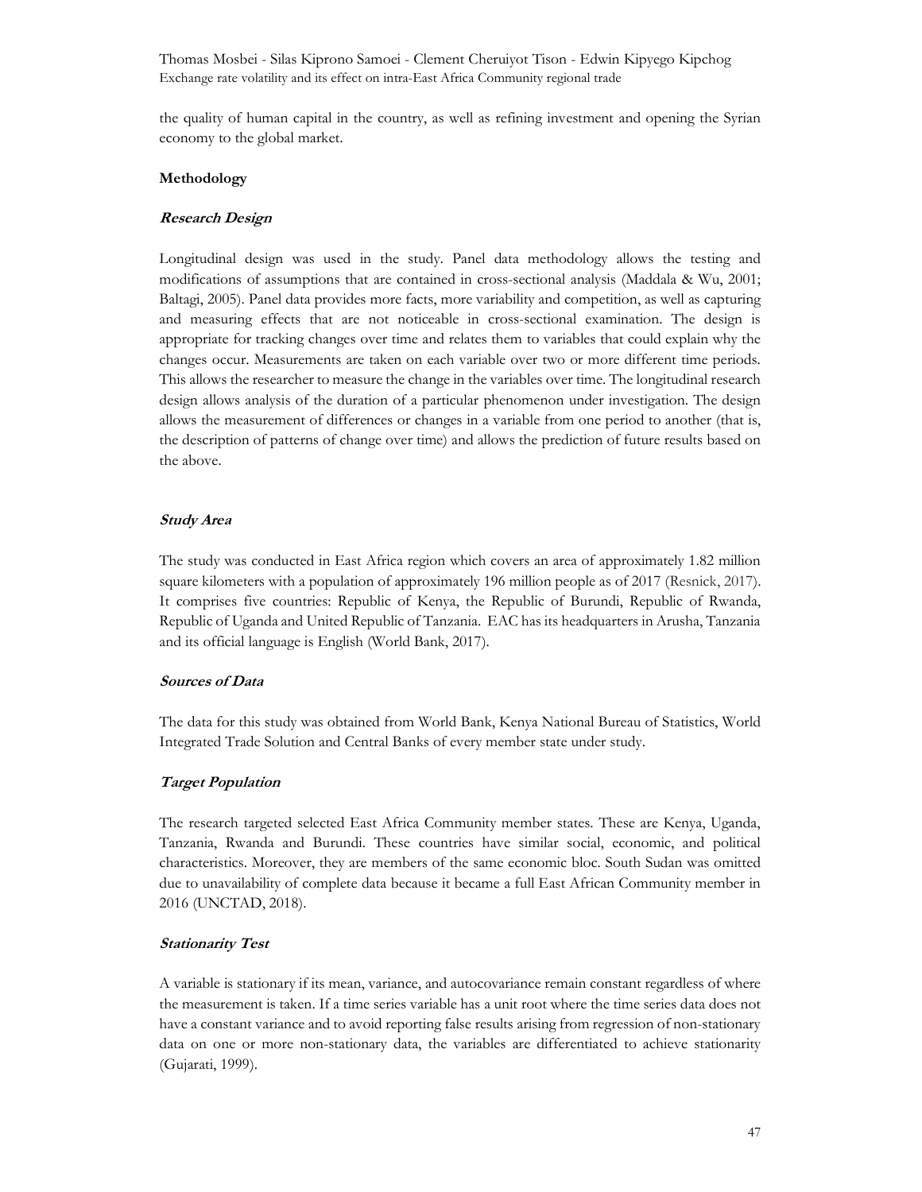the quality of human capital in the country, as well as refining investment and opening the Syrian economy to the global market.

## Methodology

### *Research Design*

Longitudinal design was used in the study. Panel data methodology allows the testing and modifications of assumptions that are contained in cross-sectional analysis (Maddala & Wu, 2001; Baltagi, 2005). Panel data provides more facts, more variability and competition, as well as capturing and measuring effects that are not noticeable in cross-sectional examination. The design is appropriate for tracking changes over time and relates them to variables that could explain why the changes occur. Measurements are taken on each variable over two or more different time periods. This allows the researcher to measure the change in the variables over time. The longitudinal research design allows analysis of the duration of a particular phenomenon under investigation. The design allows the measurement of differences or changes in a variable from one period to another (that is, the description of patterns of change over time) and allows the prediction of future results based on the above.

### *Study Area*

The study was conducted in East Africa region which covers an area of approximately 1.82 million square kilometers with a population of approximately 196 million people as of 2017 (Resnick, 2017). It comprises five countries: Republic of Kenya, the Republic of Burundi, Republic of Rwanda, Republic of Uganda and United Republic of Tanzania. EAC has its headquarters in Arusha, Tanzania and its official language is English (World Bank, 2017).

### *Sources of Data*

The data for this study was obtained from World Bank, Kenya National Bureau of Statistics, World Integrated Trade Solution and Central Banks of every member state under study.

### *Target Population*

The research targeted selected East Africa Community member states. These are Kenya, Uganda, Tanzania, Rwanda and Burundi. These countries have similar social, economic, and political characteristics. Moreover, they are members of the same economic bloc. South Sudan was omitted due to unavailability of complete data because it became a full East African Community member in 2016 (UNCTAD, 2018).

### *Stationarity Test*

A variable is stationary if its mean, variance, and autocovariance remain constant regardless of where the measurement is taken. If a time series variable has a unit root where the time series data does not have a constant variance and to avoid reporting false results arising from regression of non-stationary data on one or more non-stationary data, the variables are differentiated to achieve stationarity (Gujarati, 1999).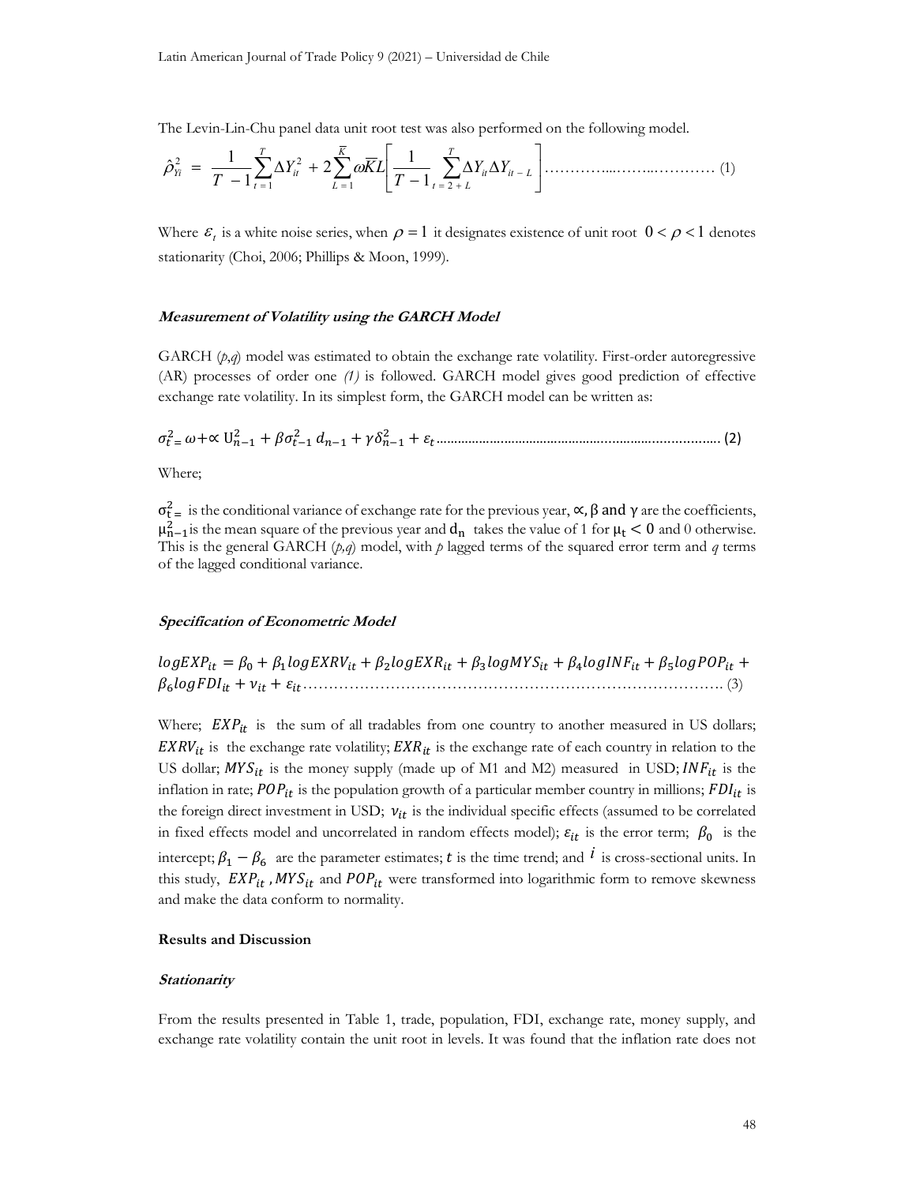The Levin-Lin-Chu panel data unit root test was also performed on the following model.

$$\hat{\rho}_{Yi}^{2} = \frac{1}{T-1}\sum_{t=1}^{T}\Delta Y_{it}^{2} + 2\sum_{L=1}^{\bar{K}}\omega \bar{K}L\left[\frac{1}{T-1}\sum_{t=2+L}^{T}\Delta Y_{it}\Delta Y_{it-L}\right] \quad (1)$$

Where $\varepsilon_t$ is a white noise series, when $\rho = 1$ it designates existence of unit root $0 < \rho < 1$ denotes stationarity (Choi, 2006; Phillips & Moon, 1999).

### *Measurement of Volatility using the GARCH Model*

GARCH (*p,q*) model was estimated to obtain the exchange rate volatility. First-order autoregressive (AR) processes of order one *(1)* is followed. GARCH model gives good prediction of effective exchange rate volatility. In its simplest form, the GARCH model can be written as:

$$\sigma_{t=}^{2} \omega + \propto U_{n-1}^{2} + \beta\sigma_{t-1}^{2}\, d_{n-1} + \gamma\delta_{n-1}^{2} + \varepsilon_t \quad (2)$$

Where;

$\sigma_{t=}^{2}$ is the conditional variance of exchange rate for the previous year, $\propto, \beta$ and $\gamma$ are the coefficients, $\mu_{n-1}^{2}$ is the mean square of the previous year and $d_n$ takes the value of 1 for $\mu_t < 0$ and 0 otherwise. This is the general GARCH (*p,q*) model, with *p* lagged terms of the squared error term and *q* terms of the lagged conditional variance.

### *Specification of Econometric Model*

$$logEXP_{it} = \beta_0 + \beta_1 logEXRV_{it} + \beta_2 logEXR_{it} + \beta_3 logMYS_{it} + \beta_4 logINF_{it} + \beta_5 logPOP_{it} + \beta_6 logFDI_{it} + v_{it} + \varepsilon_{it} \quad (3)$$

Where; $EXP_{it}$ is the sum of all tradables from one country to another measured in US dollars; $EXRV_{it}$ is the exchange rate volatility; $EXR_{it}$ is the exchange rate of each country in relation to the US dollar; $MYS_{it}$ is the money supply (made up of M1 and M2) measured in USD; $INF_{it}$ is the inflation in rate; $POP_{it}$ is the population growth of a particular member country in millions; $FDI_{it}$ is the foreign direct investment in USD; $v_{it}$ is the individual specific effects (assumed to be correlated in fixed effects model and uncorrelated in random effects model); $\varepsilon_{it}$ is the error term; $\beta_0$ is the intercept; $\beta_1 - \beta_6$ are the parameter estimates; $t$ is the time trend; and $i$ is cross-sectional units. In this study, $EXP_{it}$, $MYS_{it}$ and $POP_{it}$ were transformed into logarithmic form to remove skewness and make the data conform to normality.

## Results and Discussion

### *Stationarity*

From the results presented in Table 1, trade, population, FDI, exchange rate, money supply, and exchange rate volatility contain the unit root in levels. It was found that the inflation rate does not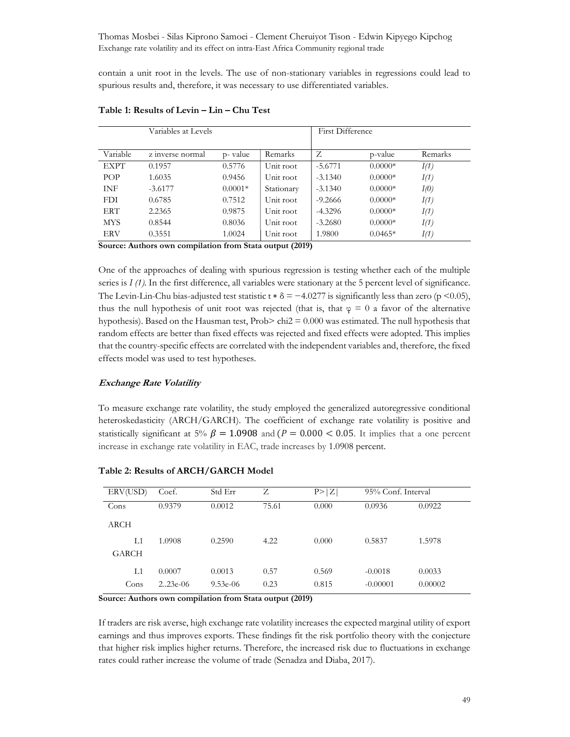contain a unit root in the levels. The use of non-stationary variables in regressions could lead to spurious results and, therefore, it was necessary to use differentiated variables.

**Table 1: Results of Levin – Lin – Chu Test**

| Variables at Levels | | | | First Difference | | |
|---|---|---|---|---|---|---|
| Variable | z inverse normal | p- value | Remarks | Z | p-value | Remarks |
| EXPT | 0.1957 | 0.5776 | Unit root | -5.6771 | 0.0000* | *I(1)* |
| POP | 1.6035 | 0.9456 | Unit root | -3.1340 | 0.0000* | *I(1)* |
| INF | -3.6177 | 0.0001* | Stationary | -3.1340 | 0.0000* | *I(0)* |
| FDI | 0.6785 | 0.7512 | Unit root | -9.2666 | 0.0000* | *I(1)* |
| ERT | 2.2365 | 0.9875 | Unit root | -4.3296 | 0.0000* | *I(1)* |
| MYS | 0.8544 | 0.8036 | Unit root | -3.2680 | 0.0000* | *I(1)* |
| ERV | 0.3551 | 1.0024 | Unit root | 1.9800 | 0.0465* | *I(1)* |

**Source: Authors own compilation from Stata output (2019)**

One of the approaches of dealing with spurious regression is testing whether each of the multiple series is *I (1)*. In the first difference, all variables were stationary at the 5 percent level of significance. The Levin-Lin-Chu bias-adjusted test statistic $t * \delta = -4.0277$ is significantly less than zero ($p < 0.05$), thus the null hypothesis of unit root was rejected (that is, that $\varphi = 0$ a favor of the alternative hypothesis). Based on the Hausman test, Prob> chi2 = 0.000 was estimated. The null hypothesis that random effects are better than fixed effects was rejected and fixed effects were adopted. This implies that the country-specific effects are correlated with the independent variables and, therefore, the fixed effects model was used to test hypotheses.

### *Exchange Rate Volatility*

To measure exchange rate volatility, the study employed the generalized autoregressive conditional heteroskedasticity (ARCH/GARCH). The coefficient of exchange rate volatility is positive and statistically significant at 5% $\beta = 1.0908$ and ($P = 0.000 < 0.05$. It implies that a one percent increase in exchange rate volatility in EAC, trade increases by 1.0908 percent.

**Table 2: Results of ARCH/GARCH Model**

| ERV(USD) | Coef. | Std Err | Z | P>\|Z\| | 95% Conf. Interval | |
|---|---|---|---|---|---|---|
| Cons | 0.9379 | 0.0012 | 75.61 | 0.000 | 0.0936 | 0.0922 |
| ARCH | | | | | | |
| L1 | 1.0908 | 0.2590 | 4.22 | 0.000 | 0.5837 | 1.5978 |
| GARCH | | | | | | |
| L1 | 0.0007 | 0.0013 | 0.57 | 0.569 | -0.0018 | 0.0033 |
| Cons | 2..23e-06 | 9.53e-06 | 0.23 | 0.815 | -0.00001 | 0.00002 |

**Source: Authors own compilation from Stata output (2019)**

If traders are risk averse, high exchange rate volatility increases the expected marginal utility of export earnings and thus improves exports. These findings fit the risk portfolio theory with the conjecture that higher risk implies higher returns. Therefore, the increased risk due to fluctuations in exchange rates could rather increase the volume of trade (Senadza and Diaba, 2017).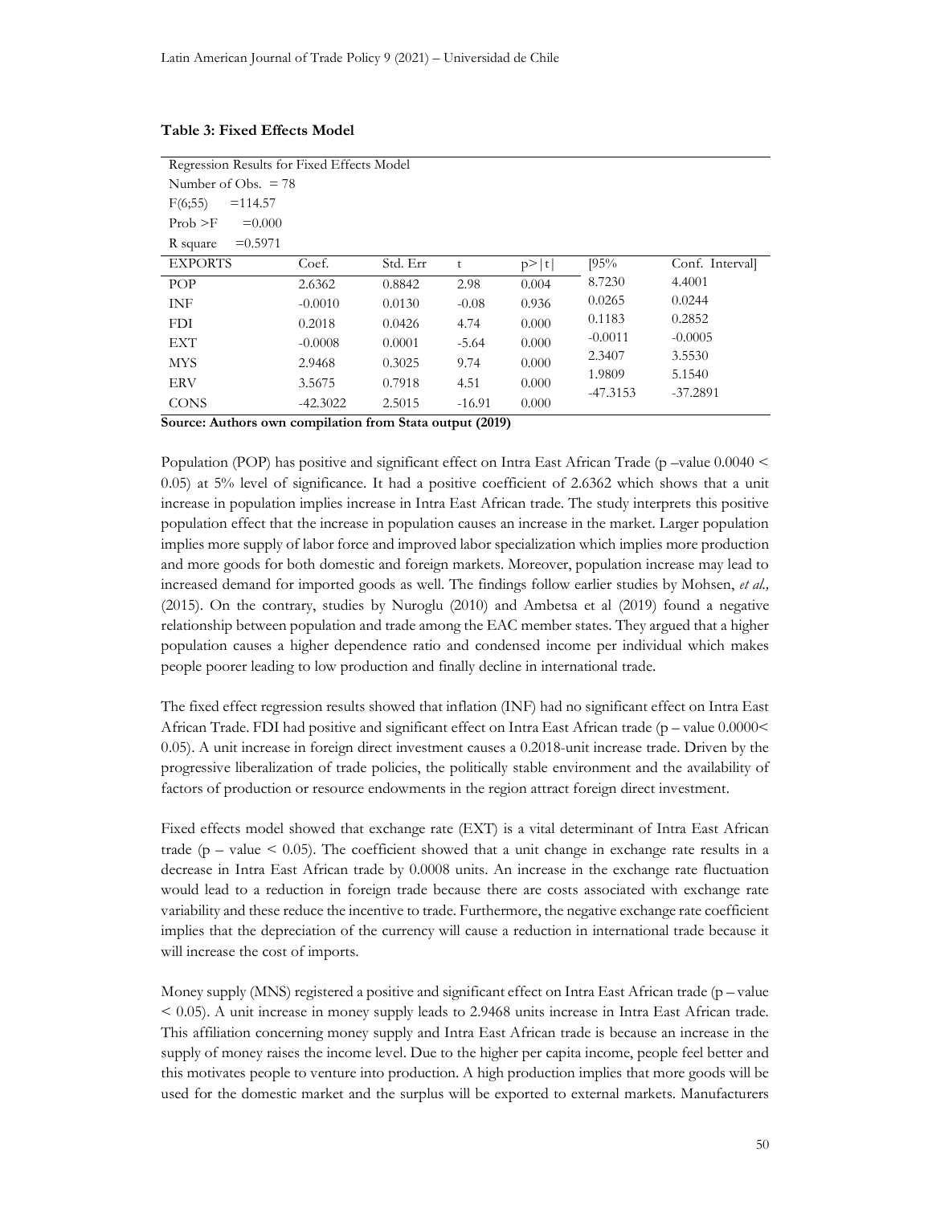**Table 3: Fixed Effects Model**

| Regression Results for Fixed Effects Model | | | | | | |
|---|---|---|---|---|---|---|
| Number of Obs. = 78 | | | | | | |
| F(6;55) =114.57 | | | | | | |
| Prob >F =0.000 | | | | | | |
| R square =0.5971 | | | | | | |
| EXPORTS | Coef. | Std. Err | t | p>\|t\| | [95% | Conf. Interval] |
| POP | 2.6362 | 0.8842 | 2.98 | 0.004 | 8.7230 | 4.4001 |
| INF | -0.0010 | 0.0130 | -0.08 | 0.936 | 0.0265 | 0.0244 |
| FDI | 0.2018 | 0.0426 | 4.74 | 0.000 | 0.1183 | 0.2852 |
| EXT | -0.0008 | 0.0001 | -5.64 | 0.000 | -0.0011 | -0.0005 |
| MYS | 2.9468 | 0.3025 | 9.74 | 0.000 | 2.3407 | 3.5530 |
| ERV | 3.5675 | 0.7918 | 4.51 | 0.000 | 1.9809 | 5.1540 |
| CONS | -42.3022 | 2.5015 | -16.91 | 0.000 | -47.3153 | -37.2891 |

**Source: Authors own compilation from Stata output (2019)**

Population (POP) has positive and significant effect on Intra East African Trade (p –value 0.0040 < 0.05) at 5% level of significance. It had a positive coefficient of 2.6362 which shows that a unit increase in population implies increase in Intra East African trade. The study interprets this positive population effect that the increase in population causes an increase in the market. Larger population implies more supply of labor force and improved labor specialization which implies more production and more goods for both domestic and foreign markets. Moreover, population increase may lead to increased demand for imported goods as well. The findings follow earlier studies by Mohsen, *et al.,* (2015). On the contrary, studies by Nuroglu (2010) and Ambetsa et al (2019) found a negative relationship between population and trade among the EAC member states. They argued that a higher population causes a higher dependence ratio and condensed income per individual which makes people poorer leading to low production and finally decline in international trade.

The fixed effect regression results showed that inflation (INF) had no significant effect on Intra East African Trade. FDI had positive and significant effect on Intra East African trade (p – value 0.0000< 0.05). A unit increase in foreign direct investment causes a 0.2018-unit increase trade. Driven by the progressive liberalization of trade policies, the politically stable environment and the availability of factors of production or resource endowments in the region attract foreign direct investment.

Fixed effects model showed that exchange rate (EXT) is a vital determinant of Intra East African trade (p – value < 0.05). The coefficient showed that a unit change in exchange rate results in a decrease in Intra East African trade by 0.0008 units. An increase in the exchange rate fluctuation would lead to a reduction in foreign trade because there are costs associated with exchange rate variability and these reduce the incentive to trade. Furthermore, the negative exchange rate coefficient implies that the depreciation of the currency will cause a reduction in international trade because it will increase the cost of imports.

Money supply (MNS) registered a positive and significant effect on Intra East African trade (p – value < 0.05). A unit increase in money supply leads to 2.9468 units increase in Intra East African trade. This affiliation concerning money supply and Intra East African trade is because an increase in the supply of money raises the income level. Due to the higher per capita income, people feel better and this motivates people to venture into production. A high production implies that more goods will be used for the domestic market and the surplus will be exported to external markets. Manufacturers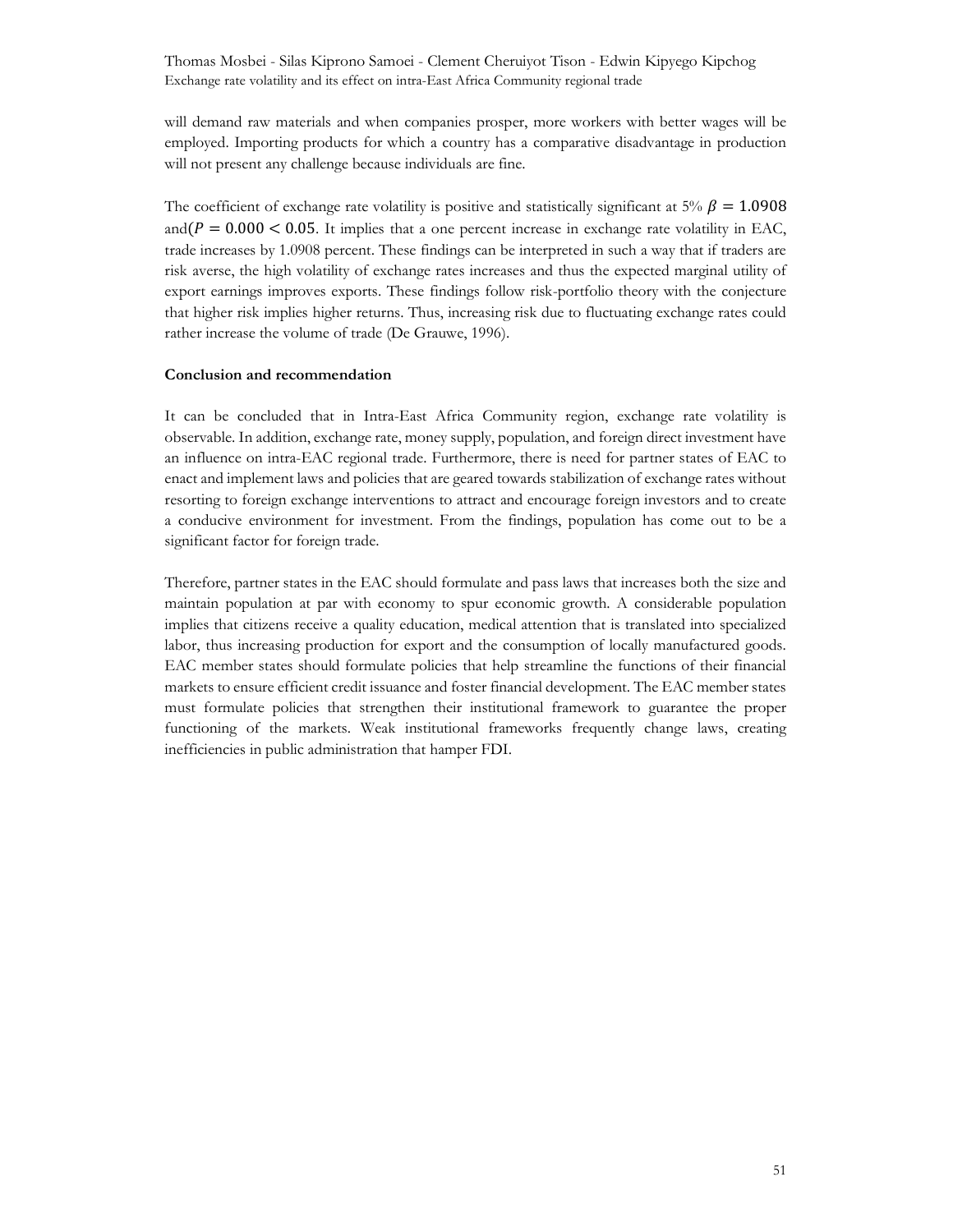will demand raw materials and when companies prosper, more workers with better wages will be employed. Importing products for which a country has a comparative disadvantage in production will not present any challenge because individuals are fine.

The coefficient of exchange rate volatility is positive and statistically significant at 5% $\beta = 1.0908$ and($P = 0.000 < 0.05$. It implies that a one percent increase in exchange rate volatility in EAC, trade increases by 1.0908 percent. These findings can be interpreted in such a way that if traders are risk averse, the high volatility of exchange rates increases and thus the expected marginal utility of export earnings improves exports. These findings follow risk-portfolio theory with the conjecture that higher risk implies higher returns. Thus, increasing risk due to fluctuating exchange rates could rather increase the volume of trade (De Grauwe, 1996).

**Conclusion and recommendation**

It can be concluded that in Intra-East Africa Community region, exchange rate volatility is observable. In addition, exchange rate, money supply, population, and foreign direct investment have an influence on intra-EAC regional trade. Furthermore, there is need for partner states of EAC to enact and implement laws and policies that are geared towards stabilization of exchange rates without resorting to foreign exchange interventions to attract and encourage foreign investors and to create a conducive environment for investment. From the findings, population has come out to be a significant factor for foreign trade.

Therefore, partner states in the EAC should formulate and pass laws that increases both the size and maintain population at par with economy to spur economic growth. A considerable population implies that citizens receive a quality education, medical attention that is translated into specialized labor, thus increasing production for export and the consumption of locally manufactured goods. EAC member states should formulate policies that help streamline the functions of their financial markets to ensure efficient credit issuance and foster financial development. The EAC member states must formulate policies that strengthen their institutional framework to guarantee the proper functioning of the markets. Weak institutional frameworks frequently change laws, creating inefficiencies in public administration that hamper FDI.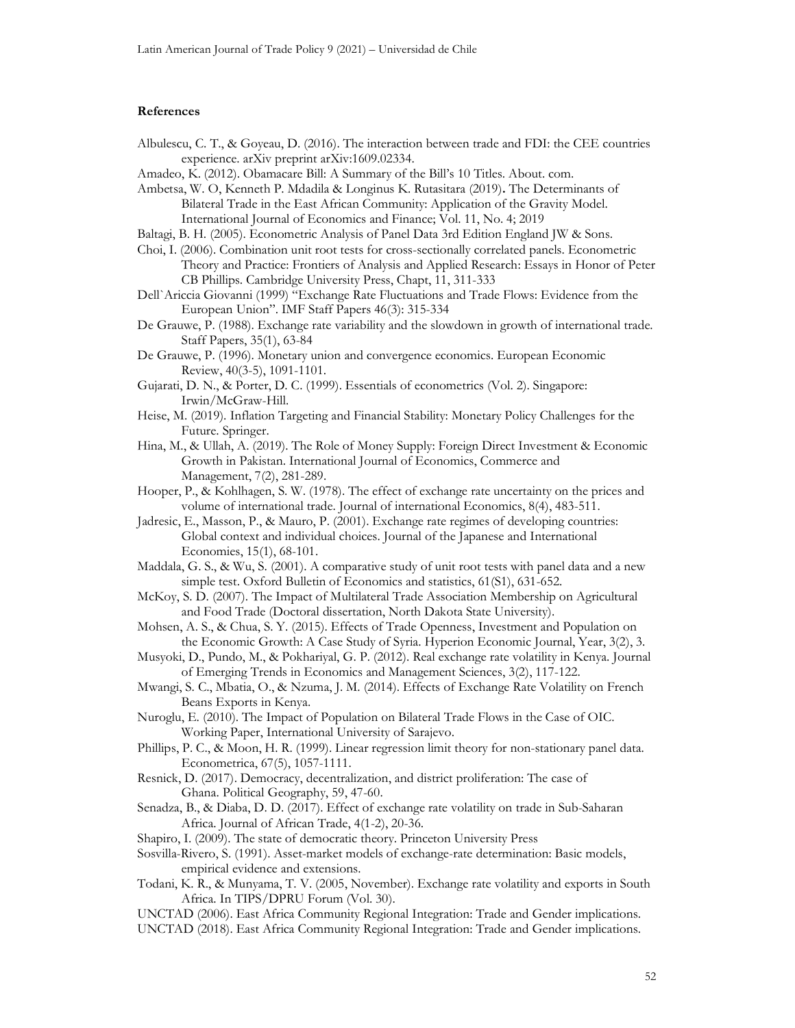### References

Albulescu, C. T., & Goyeau, D. (2016). The interaction between trade and FDI: the CEE countries experience. arXiv preprint arXiv:1609.02334.

Amadeo, K. (2012). Obamacare Bill: A Summary of the Bill's 10 Titles. About. com.

Ambetsa, W. O, Kenneth P. Mdadila & Longinus K. Rutasitara (2019). The Determinants of Bilateral Trade in the East African Community: Application of the Gravity Model. International Journal of Economics and Finance; Vol. 11, No. 4; 2019

Baltagi, B. H. (2005). Econometric Analysis of Panel Data 3rd Edition England JW & Sons.

Choi, I. (2006). Combination unit root tests for cross-sectionally correlated panels. Econometric Theory and Practice: Frontiers of Analysis and Applied Research: Essays in Honor of Peter CB Phillips. Cambridge University Press, Chapt, 11, 311-333

Dell`Ariccia Giovanni (1999) "Exchange Rate Fluctuations and Trade Flows: Evidence from the European Union". IMF Staff Papers 46(3): 315-334

De Grauwe, P. (1988). Exchange rate variability and the slowdown in growth of international trade. Staff Papers, 35(1), 63-84

De Grauwe, P. (1996). Monetary union and convergence economics. European Economic Review, 40(3-5), 1091-1101.

Gujarati, D. N., & Porter, D. C. (1999). Essentials of econometrics (Vol. 2). Singapore: Irwin/McGraw-Hill.

Heise, M. (2019). Inflation Targeting and Financial Stability: Monetary Policy Challenges for the Future. Springer.

Hina, M., & Ullah, A. (2019). The Role of Money Supply: Foreign Direct Investment & Economic Growth in Pakistan. International Journal of Economics, Commerce and Management, 7(2), 281-289.

Hooper, P., & Kohlhagen, S. W. (1978). The effect of exchange rate uncertainty on the prices and volume of international trade. Journal of international Economics, 8(4), 483-511.

Jadresic, E., Masson, P., & Mauro, P. (2001). Exchange rate regimes of developing countries: Global context and individual choices. Journal of the Japanese and International Economies, 15(1), 68-101.

Maddala, G. S., & Wu, S. (2001). A comparative study of unit root tests with panel data and a new simple test. Oxford Bulletin of Economics and statistics, 61(S1), 631-652.

McKoy, S. D. (2007). The Impact of Multilateral Trade Association Membership on Agricultural and Food Trade (Doctoral dissertation, North Dakota State University).

Mohsen, A. S., & Chua, S. Y. (2015). Effects of Trade Openness, Investment and Population on the Economic Growth: A Case Study of Syria. Hyperion Economic Journal, Year, 3(2), 3.

Musyoki, D., Pundo, M., & Pokhariyal, G. P. (2012). Real exchange rate volatility in Kenya. Journal of Emerging Trends in Economics and Management Sciences, 3(2), 117-122.

Mwangi, S. C., Mbatia, O., & Nzuma, J. M. (2014). Effects of Exchange Rate Volatility on French Beans Exports in Kenya.

Nuroglu, E. (2010). The Impact of Population on Bilateral Trade Flows in the Case of OIC. Working Paper, International University of Sarajevo.

Phillips, P. C., & Moon, H. R. (1999). Linear regression limit theory for non-stationary panel data. Econometrica, 67(5), 1057-1111.

Resnick, D. (2017). Democracy, decentralization, and district proliferation: The case of Ghana. Political Geography, 59, 47-60.

Senadza, B., & Diaba, D. D. (2017). Effect of exchange rate volatility on trade in Sub-Saharan Africa. Journal of African Trade, 4(1-2), 20-36.

Shapiro, I. (2009). The state of democratic theory. Princeton University Press

Sosvilla-Rivero, S. (1991). Asset-market models of exchange-rate determination: Basic models, empirical evidence and extensions.

Todani, K. R., & Munyama, T. V. (2005, November). Exchange rate volatility and exports in South Africa. In TIPS/DPRU Forum (Vol. 30).

UNCTAD (2006). East Africa Community Regional Integration: Trade and Gender implications.

UNCTAD (2018). East Africa Community Regional Integration: Trade and Gender implications.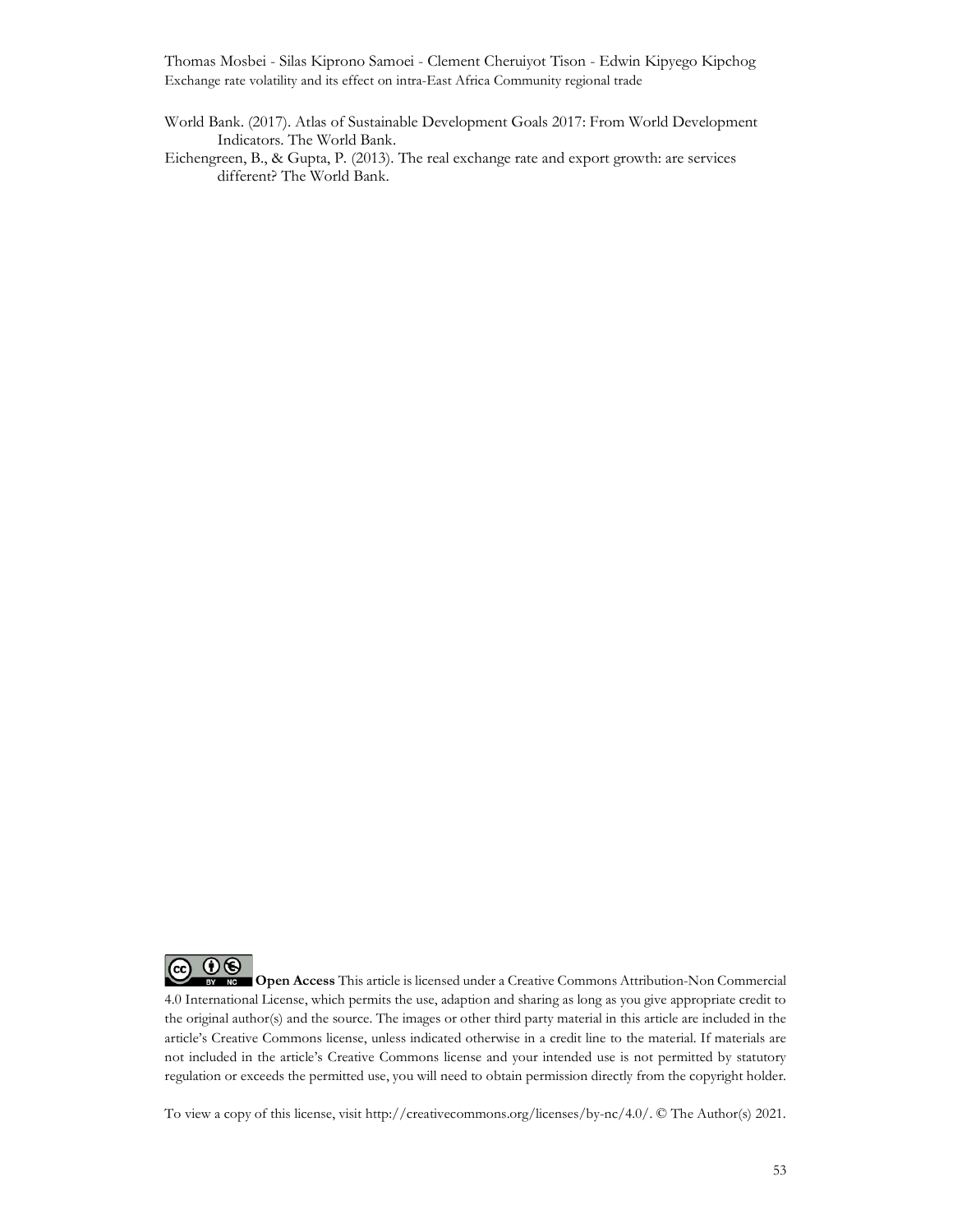World Bank. (2017). Atlas of Sustainable Development Goals 2017: From World Development Indicators. The World Bank.

Eichengreen, B., & Gupta, P. (2013). The real exchange rate and export growth: are services different? The World Bank.

**Open Access** This article is licensed under a Creative Commons Attribution-Non Commercial 4.0 International License, which permits the use, adaption and sharing as long as you give appropriate credit to the original author(s) and the source. The images or other third party material in this article are included in the article's Creative Commons license, unless indicated otherwise in a credit line to the material. If materials are not included in the article's Creative Commons license and your intended use is not permitted by statutory regulation or exceeds the permitted use, you will need to obtain permission directly from the copyright holder.

To view a copy of this license, visit http://creativecommons.org/licenses/by-nc/4.0/. © The Author(s) 2021.